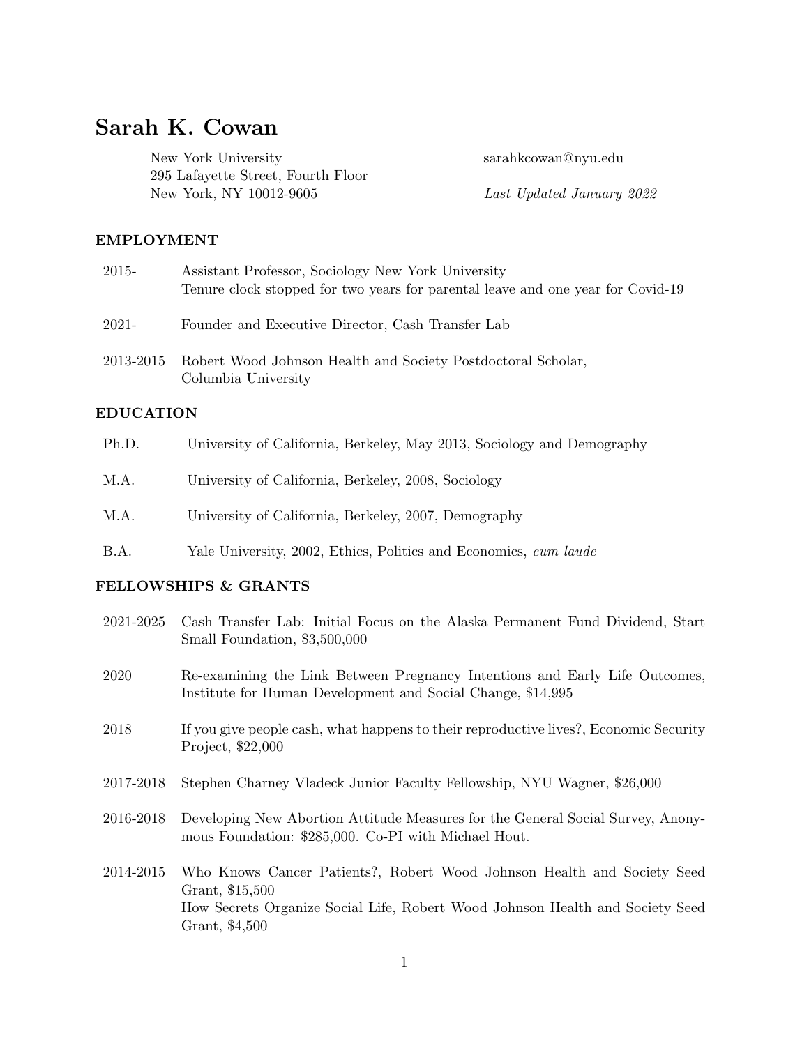# Sarah K. Cowan

New York University
295 Lafayette Street, Fourth Floor
New York, NY 10012-9605

sarahkcowan@nyu.edu

*Last Updated January 2022*

## EMPLOYMENT

| | |
|---|---|
| 2015- | Assistant Professor, Sociology New York University<br>Tenure clock stopped for two years for parental leave and one year for Covid-19 |
| 2021- | Founder and Executive Director, Cash Transfer Lab |
| 2013-2015 | Robert Wood Johnson Health and Society Postdoctoral Scholar, Columbia University |

## EDUCATION

| | |
|---|---|
| Ph.D. | University of California, Berkeley, May 2013, Sociology and Demography |
| M.A. | University of California, Berkeley, 2008, Sociology |
| M.A. | University of California, Berkeley, 2007, Demography |
| B.A. | Yale University, 2002, Ethics, Politics and Economics, *cum laude* |

## FELLOWSHIPS & GRANTS

| | |
|---|---|
| 2021-2025 | Cash Transfer Lab: Initial Focus on the Alaska Permanent Fund Dividend, Start Small Foundation, $3,500,000 |
| 2020 | Re-examining the Link Between Pregnancy Intentions and Early Life Outcomes, Institute for Human Development and Social Change, $14,995 |
| 2018 | If you give people cash, what happens to their reproductive lives?, Economic Security Project, $22,000 |
| 2017-2018 | Stephen Charney Vladeck Junior Faculty Fellowship, NYU Wagner, $26,000 |
| 2016-2018 | Developing New Abortion Attitude Measures for the General Social Survey, Anonymous Foundation: $285,000. Co-PI with Michael Hout. |
| 2014-2015 | Who Knows Cancer Patients?, Robert Wood Johnson Health and Society Seed Grant, $15,500<br>How Secrets Organize Social Life, Robert Wood Johnson Health and Society Seed Grant, $4,500 |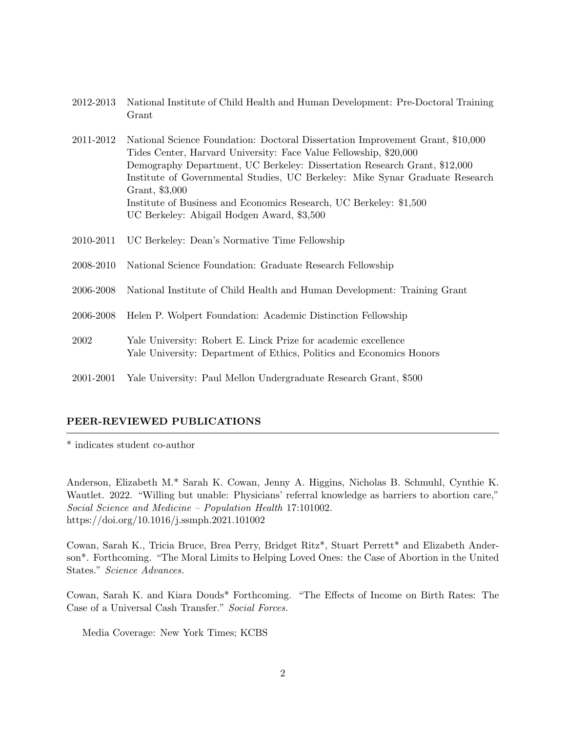2012-2013 National Institute of Child Health and Human Development: Pre-Doctoral Training Grant

2011-2012 National Science Foundation: Doctoral Dissertation Improvement Grant, $10,000
Tides Center, Harvard University: Face Value Fellowship, $20,000
Demography Department, UC Berkeley: Dissertation Research Grant, $12,000
Institute of Governmental Studies, UC Berkeley: Mike Synar Graduate Research Grant, $3,000
Institute of Business and Economics Research, UC Berkeley: $1,500
UC Berkeley: Abigail Hodgen Award, $3,500

2010-2011 UC Berkeley: Dean's Normative Time Fellowship

2008-2010 National Science Foundation: Graduate Research Fellowship

2006-2008 National Institute of Child Health and Human Development: Training Grant

2006-2008 Helen P. Wolpert Foundation: Academic Distinction Fellowship

2002 Yale University: Robert E. Linck Prize for academic excellence
Yale University: Department of Ethics, Politics and Economics Honors

2001-2001 Yale University: Paul Mellon Undergraduate Research Grant, $500

## PEER-REVIEWED PUBLICATIONS

* indicates student co-author

Anderson, Elizabeth M.* Sarah K. Cowan, Jenny A. Higgins, Nicholas B. Schmuhl, Cynthie K. Wautlet. 2022. "Willing but unable: Physicians' referral knowledge as barriers to abortion care," *Social Science and Medicine – Population Health* 17:101002. https://doi.org/10.1016/j.ssmph.2021.101002

Cowan, Sarah K., Tricia Bruce, Brea Perry, Bridget Ritz*, Stuart Perrett* and Elizabeth Anderson*. Forthcoming. "The Moral Limits to Helping Loved Ones: the Case of Abortion in the United States." *Science Advances.*

Cowan, Sarah K. and Kiara Douds* Forthcoming. "The Effects of Income on Birth Rates: The Case of a Universal Cash Transfer." *Social Forces.*

Media Coverage: New York Times; KCBS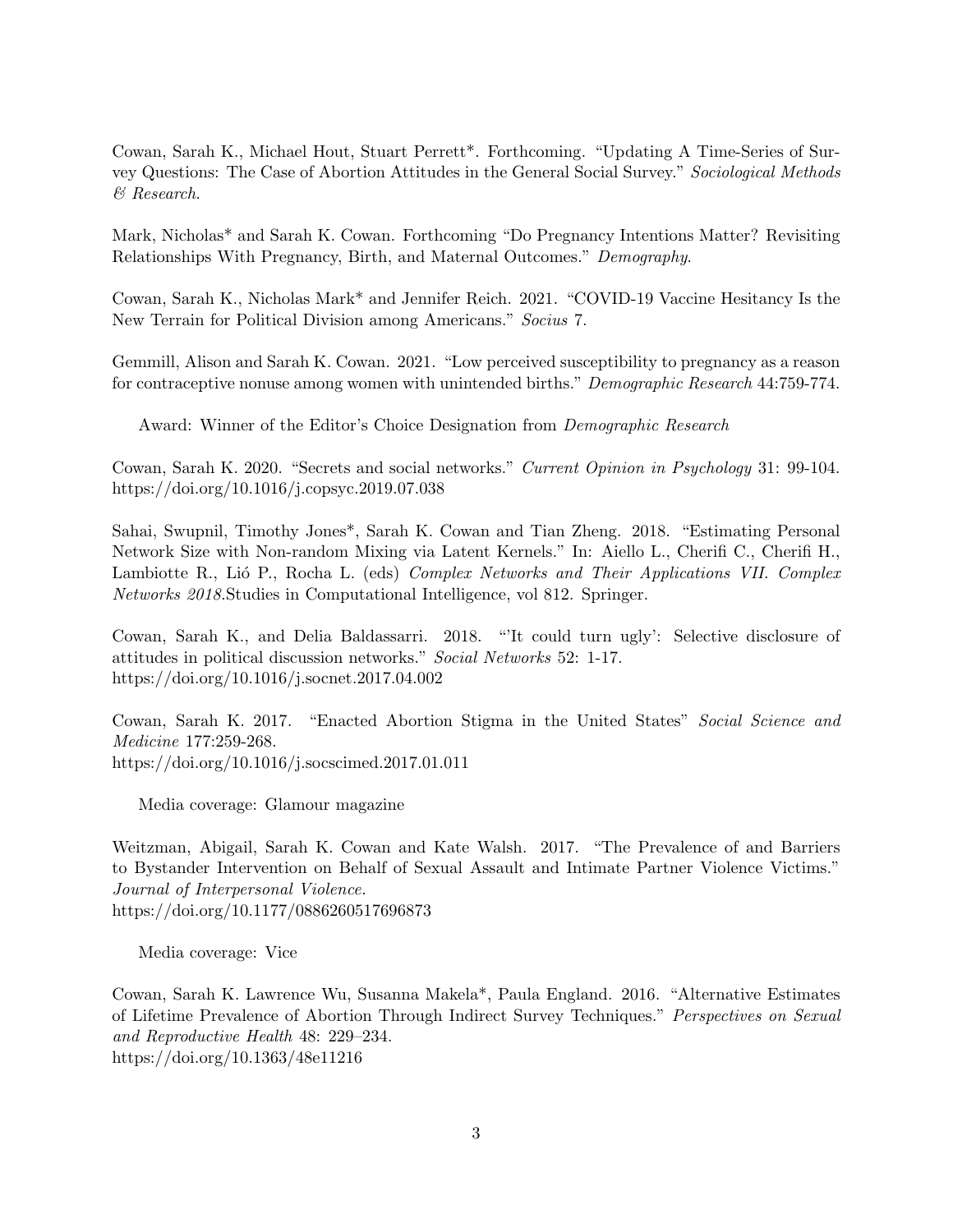Cowan, Sarah K., Michael Hout, Stuart Perrett*. Forthcoming. "Updating A Time-Series of Survey Questions: The Case of Abortion Attitudes in the General Social Survey." *Sociological Methods & Research*.

Mark, Nicholas* and Sarah K. Cowan. Forthcoming "Do Pregnancy Intentions Matter? Revisiting Relationships With Pregnancy, Birth, and Maternal Outcomes." *Demography*.

Cowan, Sarah K., Nicholas Mark* and Jennifer Reich. 2021. "COVID-19 Vaccine Hesitancy Is the New Terrain for Political Division among Americans." *Socius* 7.

Gemmill, Alison and Sarah K. Cowan. 2021. "Low perceived susceptibility to pregnancy as a reason for contraceptive nonuse among women with unintended births." *Demographic Research* 44:759-774.

Award: Winner of the Editor's Choice Designation from *Demographic Research*

Cowan, Sarah K. 2020. "Secrets and social networks." *Current Opinion in Psychology* 31: 99-104. https://doi.org/10.1016/j.copsyc.2019.07.038

Sahai, Swupnil, Timothy Jones*, Sarah K. Cowan and Tian Zheng. 2018. "Estimating Personal Network Size with Non-random Mixing via Latent Kernels." In: Aiello L., Cherifi C., Cherifi H., Lambiotte R., Lió P., Rocha L. (eds) *Complex Networks and Their Applications VII. Complex Networks 2018.*Studies in Computational Intelligence, vol 812. Springer.

Cowan, Sarah K., and Delia Baldassarri. 2018. "'It could turn ugly': Selective disclosure of attitudes in political discussion networks." *Social Networks* 52: 1-17. https://doi.org/10.1016/j.socnet.2017.04.002

Cowan, Sarah K. 2017. "Enacted Abortion Stigma in the United States" *Social Science and Medicine* 177:259-268. https://doi.org/10.1016/j.socscimed.2017.01.011

Media coverage: Glamour magazine

Weitzman, Abigail, Sarah K. Cowan and Kate Walsh. 2017. "The Prevalence of and Barriers to Bystander Intervention on Behalf of Sexual Assault and Intimate Partner Violence Victims." *Journal of Interpersonal Violence.* https://doi.org/10.1177/0886260517696873

Media coverage: Vice

Cowan, Sarah K. Lawrence Wu, Susanna Makela*, Paula England. 2016. "Alternative Estimates of Lifetime Prevalence of Abortion Through Indirect Survey Techniques." *Perspectives on Sexual and Reproductive Health* 48: 229–234. https://doi.org/10.1363/48e11216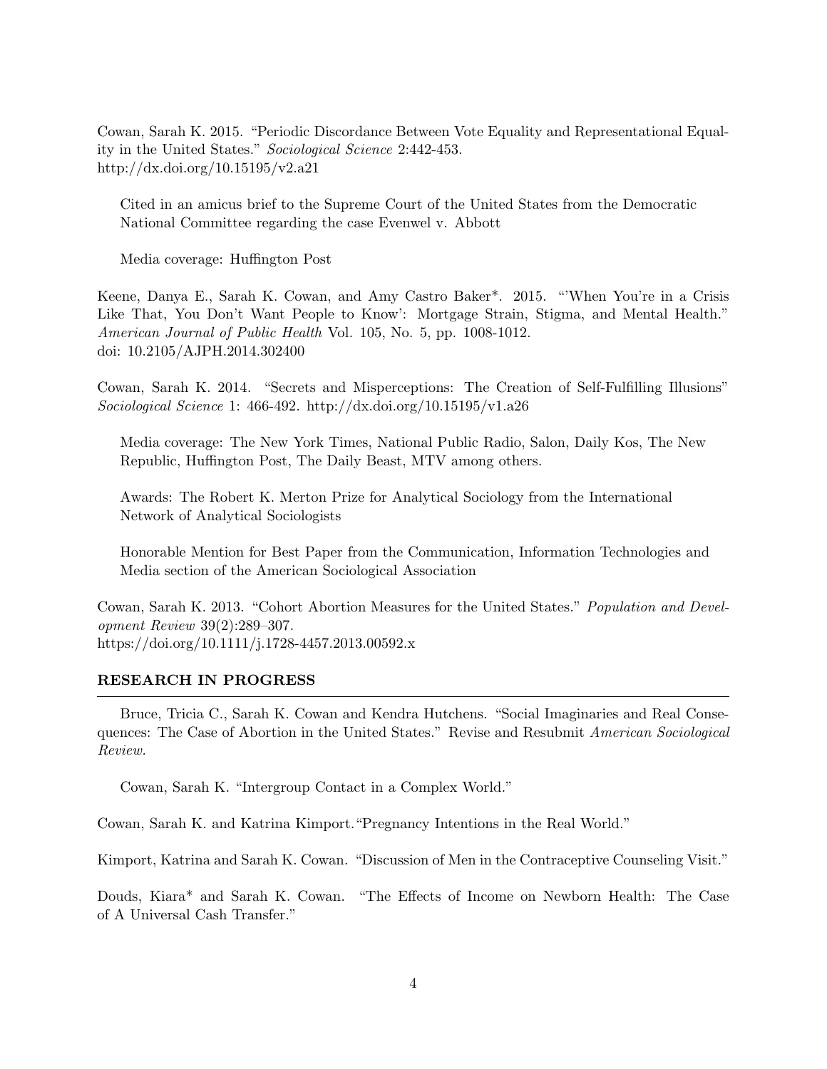Cowan, Sarah K. 2015. "Periodic Discordance Between Vote Equality and Representational Equality in the United States." *Sociological Science* 2:442-453.
http://dx.doi.org/10.15195/v2.a21

Cited in an amicus brief to the Supreme Court of the United States from the Democratic National Committee regarding the case Evenwel v. Abbott

Media coverage: Huffington Post

Keene, Danya E., Sarah K. Cowan, and Amy Castro Baker*. 2015. "'When You're in a Crisis Like That, You Don't Want People to Know': Mortgage Strain, Stigma, and Mental Health." *American Journal of Public Health* Vol. 105, No. 5, pp. 1008-1012.
doi: 10.2105/AJPH.2014.302400

Cowan, Sarah K. 2014. "Secrets and Misperceptions: The Creation of Self-Fulfilling Illusions" *Sociological Science* 1: 466-492. http://dx.doi.org/10.15195/v1.a26

Media coverage: The New York Times, National Public Radio, Salon, Daily Kos, The New Republic, Huffington Post, The Daily Beast, MTV among others.

Awards: The Robert K. Merton Prize for Analytical Sociology from the International Network of Analytical Sociologists

Honorable Mention for Best Paper from the Communication, Information Technologies and Media section of the American Sociological Association

Cowan, Sarah K. 2013. "Cohort Abortion Measures for the United States." *Population and Development Review* 39(2):289–307.
https://doi.org/10.1111/j.1728-4457.2013.00592.x

## RESEARCH IN PROGRESS

Bruce, Tricia C., Sarah K. Cowan and Kendra Hutchens. "Social Imaginaries and Real Consequences: The Case of Abortion in the United States." Revise and Resubmit *American Sociological Review*.

Cowan, Sarah K. "Intergroup Contact in a Complex World."

Cowan, Sarah K. and Katrina Kimport. "Pregnancy Intentions in the Real World."

Kimport, Katrina and Sarah K. Cowan. "Discussion of Men in the Contraceptive Counseling Visit."

Douds, Kiara* and Sarah K. Cowan. "The Effects of Income on Newborn Health: The Case of A Universal Cash Transfer."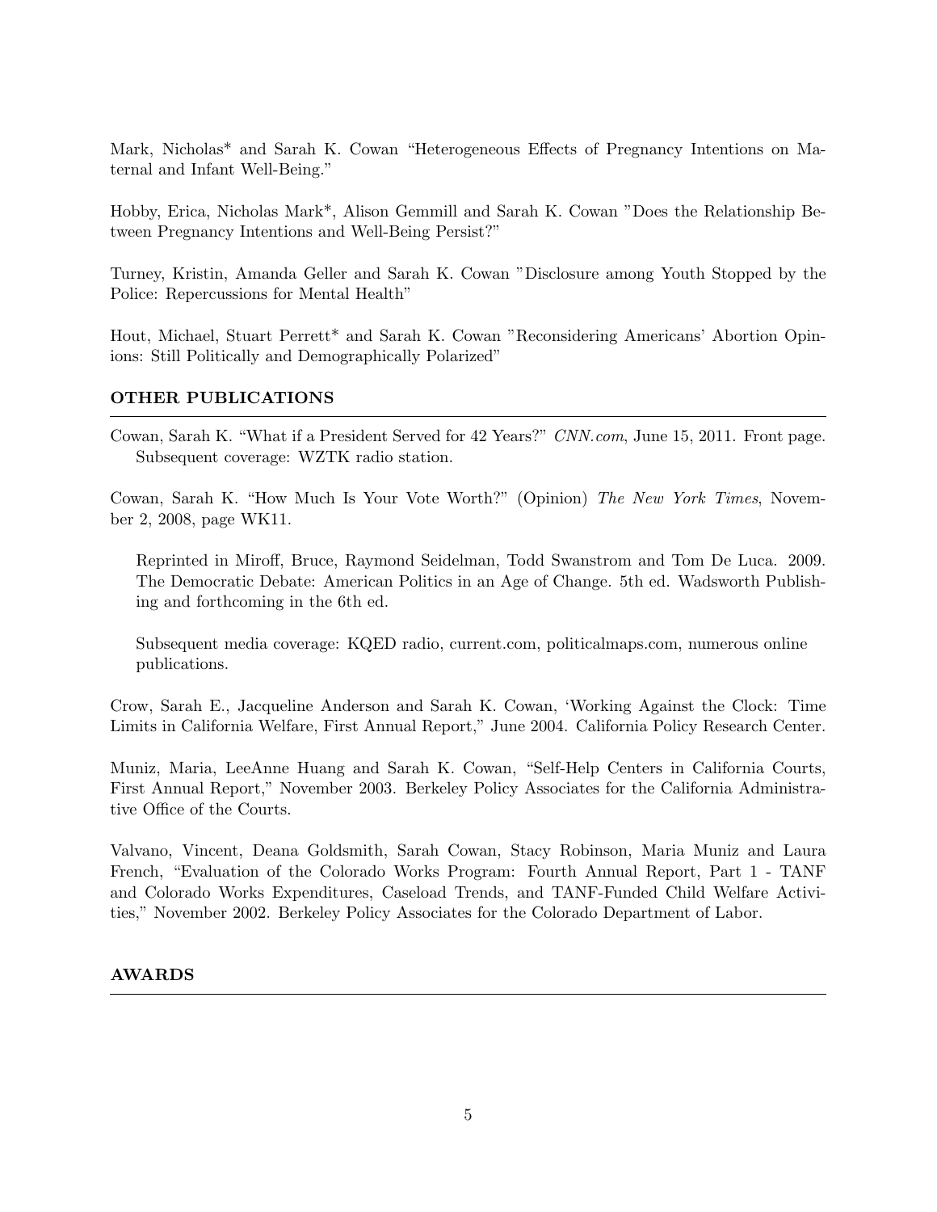Mark, Nicholas* and Sarah K. Cowan “Heterogeneous Effects of Pregnancy Intentions on Maternal and Infant Well-Being.”

Hobby, Erica, Nicholas Mark*, Alison Gemmill and Sarah K. Cowan ”Does the Relationship Between Pregnancy Intentions and Well-Being Persist?”

Turney, Kristin, Amanda Geller and Sarah K. Cowan ”Disclosure among Youth Stopped by the Police: Repercussions for Mental Health”

Hout, Michael, Stuart Perrett* and Sarah K. Cowan ”Reconsidering Americans’ Abortion Opinions: Still Politically and Demographically Polarized”

## OTHER PUBLICATIONS

Cowan, Sarah K. “What if a President Served for 42 Years?” *CNN.com*, June 15, 2011. Front page. Subsequent coverage: WZTK radio station.

Cowan, Sarah K. “How Much Is Your Vote Worth?” (Opinion) *The New York Times*, November 2, 2008, page WK11.

Reprinted in Miroff, Bruce, Raymond Seidelman, Todd Swanstrom and Tom De Luca. 2009. The Democratic Debate: American Politics in an Age of Change. 5th ed. Wadsworth Publishing and forthcoming in the 6th ed.

Subsequent media coverage: KQED radio, current.com, politicalmaps.com, numerous online publications.

Crow, Sarah E., Jacqueline Anderson and Sarah K. Cowan, ‘Working Against the Clock: Time Limits in California Welfare, First Annual Report,” June 2004. California Policy Research Center.

Muniz, Maria, LeeAnne Huang and Sarah K. Cowan, “Self-Help Centers in California Courts, First Annual Report,” November 2003. Berkeley Policy Associates for the California Administrative Office of the Courts.

Valvano, Vincent, Deana Goldsmith, Sarah Cowan, Stacy Robinson, Maria Muniz and Laura French, “Evaluation of the Colorado Works Program: Fourth Annual Report, Part 1 - TANF and Colorado Works Expenditures, Caseload Trends, and TANF-Funded Child Welfare Activities,” November 2002. Berkeley Policy Associates for the Colorado Department of Labor.

## AWARDS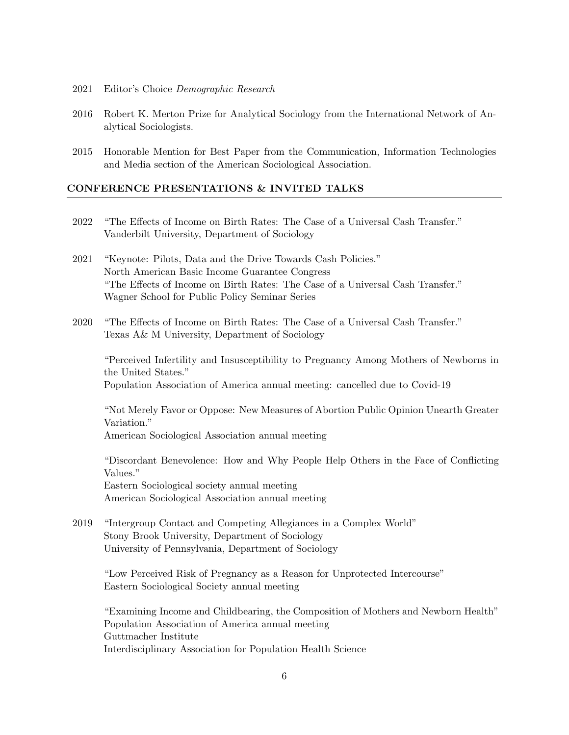2021 Editor's Choice *Demographic Research*

2016 Robert K. Merton Prize for Analytical Sociology from the International Network of Analytical Sociologists.

2015 Honorable Mention for Best Paper from the Communication, Information Technologies and Media section of the American Sociological Association.

## CONFERENCE PRESENTATIONS & INVITED TALKS

2022 "The Effects of Income on Birth Rates: The Case of a Universal Cash Transfer."
Vanderbilt University, Department of Sociology

2021 "Keynote: Pilots, Data and the Drive Towards Cash Policies."
North American Basic Income Guarantee Congress
"The Effects of Income on Birth Rates: The Case of a Universal Cash Transfer."
Wagner School for Public Policy Seminar Series

2020 "The Effects of Income on Birth Rates: The Case of a Universal Cash Transfer."
Texas A& M University, Department of Sociology

"Perceived Infertility and Insusceptibility to Pregnancy Among Mothers of Newborns in the United States."
Population Association of America annual meeting: cancelled due to Covid-19

"Not Merely Favor or Oppose: New Measures of Abortion Public Opinion Unearth Greater Variation."
American Sociological Association annual meeting

"Discordant Benevolence: How and Why People Help Others in the Face of Conflicting Values."
Eastern Sociological society annual meeting
American Sociological Association annual meeting

2019 "Intergroup Contact and Competing Allegiances in a Complex World"
Stony Brook University, Department of Sociology
University of Pennsylvania, Department of Sociology

"Low Perceived Risk of Pregnancy as a Reason for Unprotected Intercourse"
Eastern Sociological Society annual meeting

"Examining Income and Childbearing, the Composition of Mothers and Newborn Health"
Population Association of America annual meeting
Guttmacher Institute
Interdisciplinary Association for Population Health Science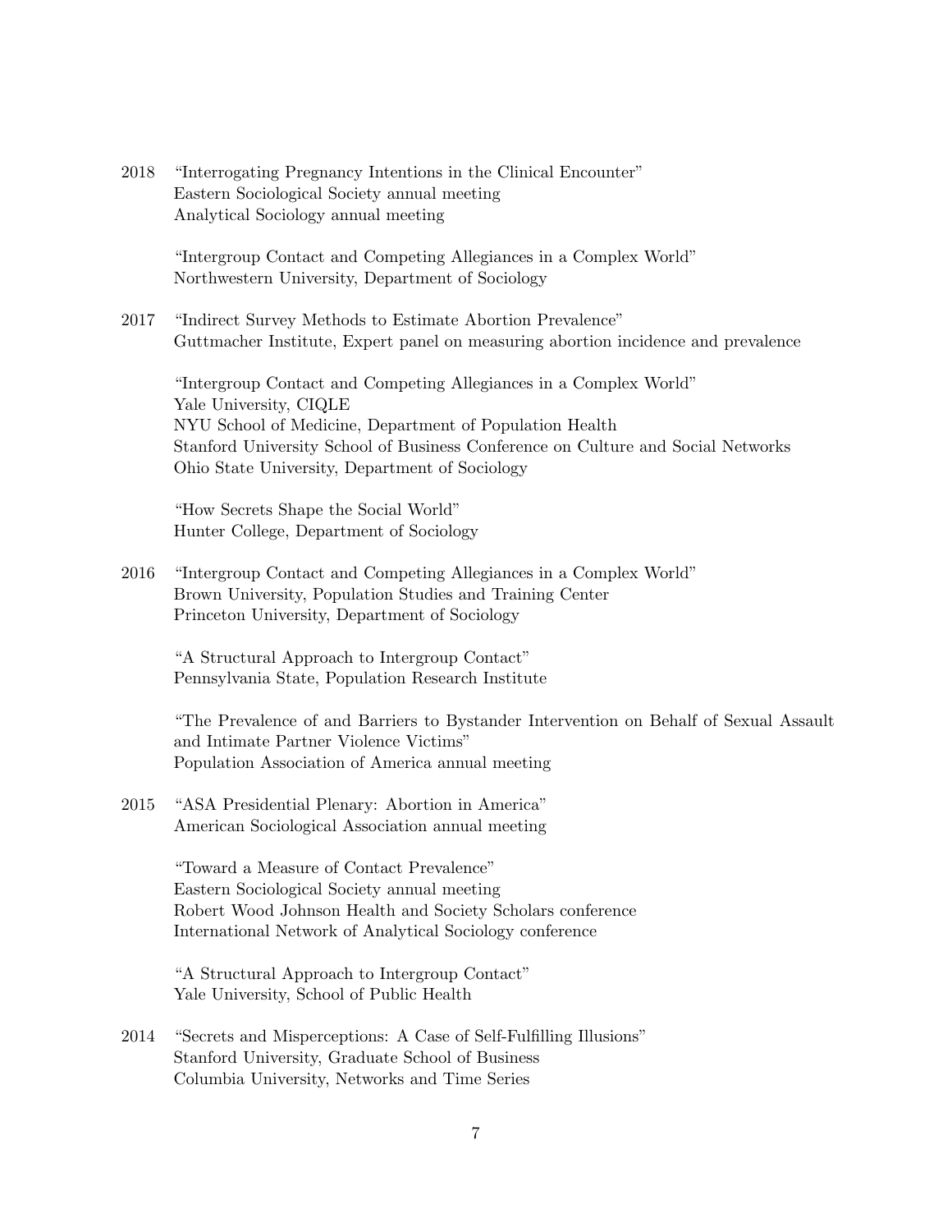2018 "Interrogating Pregnancy Intentions in the Clinical Encounter"
Eastern Sociological Society annual meeting
Analytical Sociology annual meeting

"Intergroup Contact and Competing Allegiances in a Complex World"
Northwestern University, Department of Sociology

2017 "Indirect Survey Methods to Estimate Abortion Prevalence"
Guttmacher Institute, Expert panel on measuring abortion incidence and prevalence

"Intergroup Contact and Competing Allegiances in a Complex World"
Yale University, CIQLE
NYU School of Medicine, Department of Population Health
Stanford University School of Business Conference on Culture and Social Networks
Ohio State University, Department of Sociology

"How Secrets Shape the Social World"
Hunter College, Department of Sociology

2016 "Intergroup Contact and Competing Allegiances in a Complex World"
Brown University, Population Studies and Training Center
Princeton University, Department of Sociology

"A Structural Approach to Intergroup Contact"
Pennsylvania State, Population Research Institute

"The Prevalence of and Barriers to Bystander Intervention on Behalf of Sexual Assault and Intimate Partner Violence Victims"
Population Association of America annual meeting

2015 "ASA Presidential Plenary: Abortion in America"
American Sociological Association annual meeting

"Toward a Measure of Contact Prevalence"
Eastern Sociological Society annual meeting
Robert Wood Johnson Health and Society Scholars conference
International Network of Analytical Sociology conference

"A Structural Approach to Intergroup Contact"
Yale University, School of Public Health

2014 "Secrets and Misperceptions: A Case of Self-Fulfilling Illusions"
Stanford University, Graduate School of Business
Columbia University, Networks and Time Series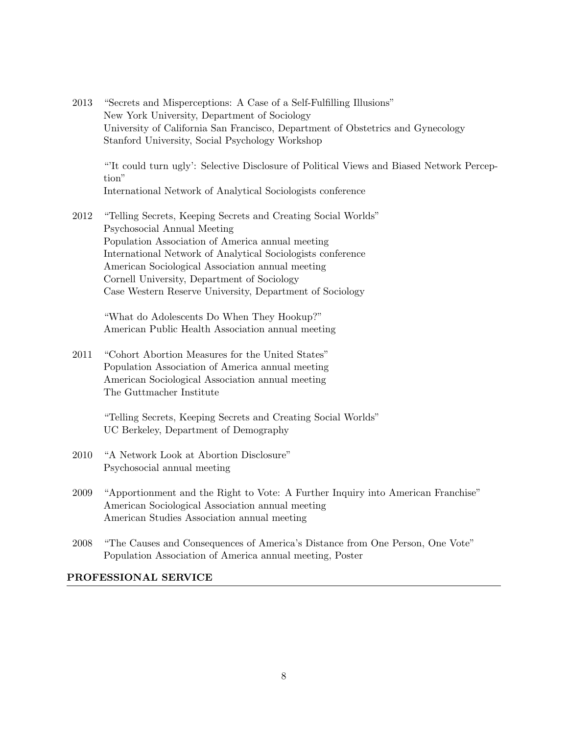2013 "Secrets and Misperceptions: A Case of a Self-Fulfilling Illusions"
New York University, Department of Sociology
University of California San Francisco, Department of Obstetrics and Gynecology
Stanford University, Social Psychology Workshop

"'It could turn ugly': Selective Disclosure of Political Views and Biased Network Perception"
International Network of Analytical Sociologists conference

2012 "Telling Secrets, Keeping Secrets and Creating Social Worlds"
Psychosocial Annual Meeting
Population Association of America annual meeting
International Network of Analytical Sociologists conference
American Sociological Association annual meeting
Cornell University, Department of Sociology
Case Western Reserve University, Department of Sociology

"What do Adolescents Do When They Hookup?"
American Public Health Association annual meeting

2011 "Cohort Abortion Measures for the United States"
Population Association of America annual meeting
American Sociological Association annual meeting
The Guttmacher Institute

"Telling Secrets, Keeping Secrets and Creating Social Worlds"
UC Berkeley, Department of Demography

2010 "A Network Look at Abortion Disclosure"
Psychosocial annual meeting

2009 "Apportionment and the Right to Vote: A Further Inquiry into American Franchise"
American Sociological Association annual meeting
American Studies Association annual meeting

2008 "The Causes and Consequences of America's Distance from One Person, One Vote"
Population Association of America annual meeting, Poster

## PROFESSIONAL SERVICE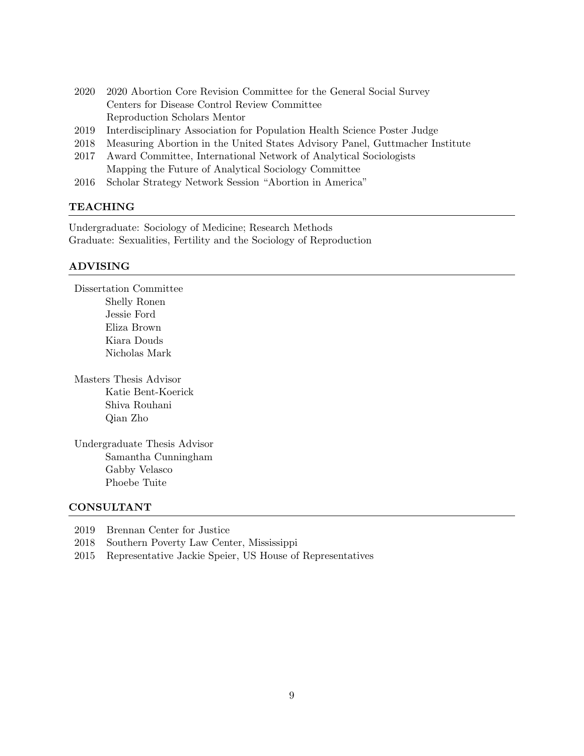2020 2020 Abortion Core Revision Committee for the General Social Survey
Centers for Disease Control Review Committee
Reproduction Scholars Mentor
2019 Interdisciplinary Association for Population Health Science Poster Judge
2018 Measuring Abortion in the United States Advisory Panel, Guttmacher Institute
2017 Award Committee, International Network of Analytical Sociologists
Mapping the Future of Analytical Sociology Committee
2016 Scholar Strategy Network Session "Abortion in America"

## TEACHING

Undergraduate: Sociology of Medicine; Research Methods
Graduate: Sexualities, Fertility and the Sociology of Reproduction

## ADVISING

Dissertation Committee
- Shelly Ronen
- Jessie Ford
- Eliza Brown
- Kiara Douds
- Nicholas Mark

Masters Thesis Advisor
- Katie Bent-Koerick
- Shiva Rouhani
- Qian Zho

Undergraduate Thesis Advisor
- Samantha Cunningham
- Gabby Velasco
- Phoebe Tuite

## CONSULTANT

2019 Brennan Center for Justice
2018 Southern Poverty Law Center, Mississippi
2015 Representative Jackie Speier, US House of Representatives